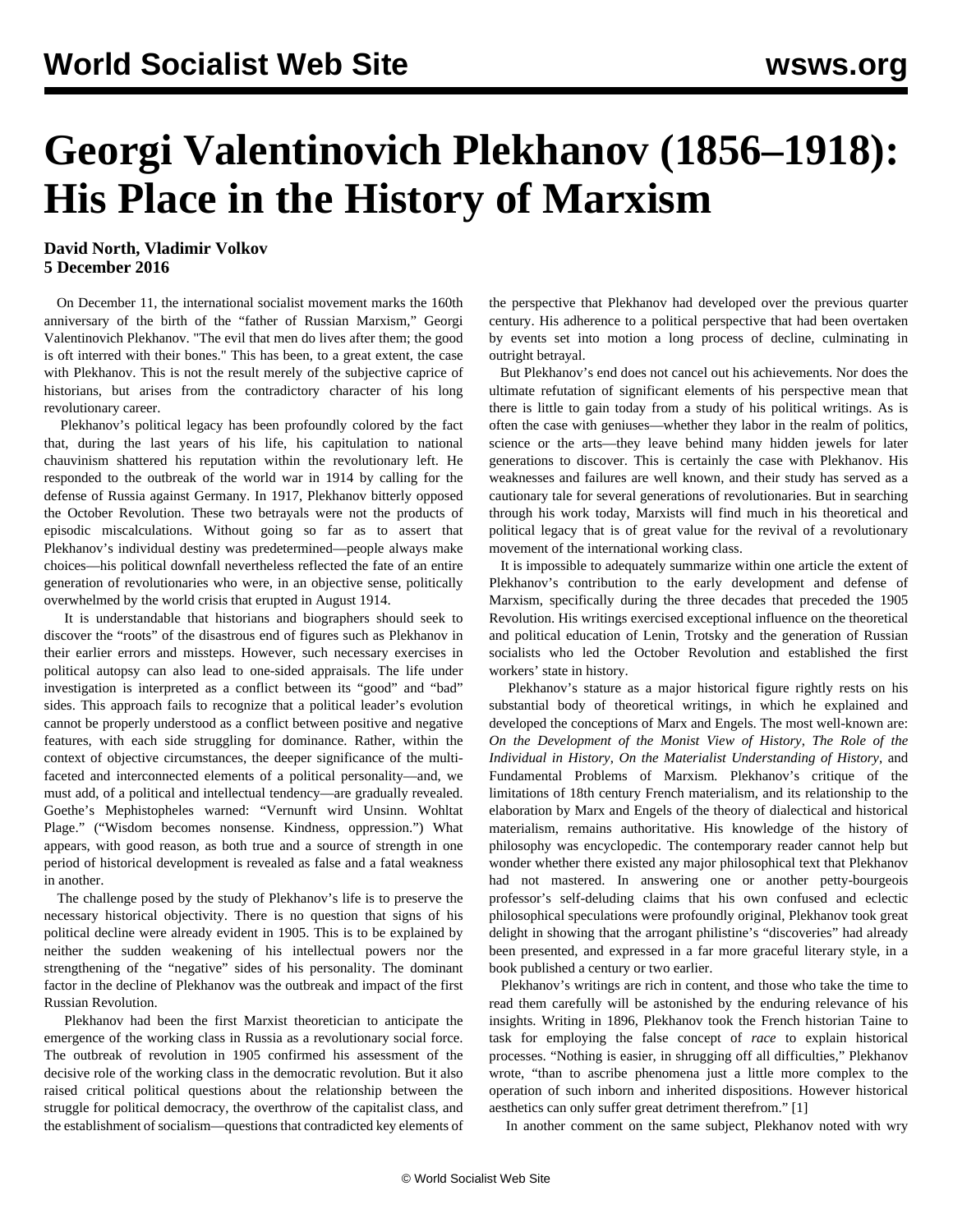# Georgi Valentinovich Plekhanov (1856–1918): His Place in the History of Marxism

**David North, Vladimir Volkov**
**5 December 2016**

On December 11, the international socialist movement marks the 160th anniversary of the birth of the "father of Russian Marxism," Georgi Valentinovich Plekhanov. "The evil that men do lives after them; the good is oft interred with their bones." This has been, to a great extent, the case with Plekhanov. This is not the result merely of the subjective caprice of historians, but arises from the contradictory character of his long revolutionary career.

Plekhanov's political legacy has been profoundly colored by the fact that, during the last years of his life, his capitulation to national chauvinism shattered his reputation within the revolutionary left. He responded to the outbreak of the world war in 1914 by calling for the defense of Russia against Germany. In 1917, Plekhanov bitterly opposed the October Revolution. These two betrayals were not the products of episodic miscalculations. Without going so far as to assert that Plekhanov's individual destiny was predetermined—people always make choices—his political downfall nevertheless reflected the fate of an entire generation of revolutionaries who were, in an objective sense, politically overwhelmed by the world crisis that erupted in August 1914.

It is understandable that historians and biographers should seek to discover the "roots" of the disastrous end of figures such as Plekhanov in their earlier errors and missteps. However, such necessary exercises in political autopsy can also lead to one-sided appraisals. The life under investigation is interpreted as a conflict between its "good" and "bad" sides. This approach fails to recognize that a political leader's evolution cannot be properly understood as a conflict between positive and negative features, with each side struggling for dominance. Rather, within the context of objective circumstances, the deeper significance of the multi-faceted and interconnected elements of a political personality—and, we must add, of a political and intellectual tendency—are gradually revealed. Goethe's Mephistopheles warned: "Vernunft wird Unsinn. Wohltat Plage." ("Wisdom becomes nonsense. Kindness, oppression.") What appears, with good reason, as both true and a source of strength in one period of historical development is revealed as false and a fatal weakness in another.

The challenge posed by the study of Plekhanov's life is to preserve the necessary historical objectivity. There is no question that signs of his political decline were already evident in 1905. This is to be explained by neither the sudden weakening of his intellectual powers nor the strengthening of the "negative" sides of his personality. The dominant factor in the decline of Plekhanov was the outbreak and impact of the first Russian Revolution.

Plekhanov had been the first Marxist theoretician to anticipate the emergence of the working class in Russia as a revolutionary social force. The outbreak of revolution in 1905 confirmed his assessment of the decisive role of the working class in the democratic revolution. But it also raised critical political questions about the relationship between the struggle for political democracy, the overthrow of the capitalist class, and the establishment of socialism—questions that contradicted key elements of the perspective that Plekhanov had developed over the previous quarter century. His adherence to a political perspective that had been overtaken by events set into motion a long process of decline, culminating in outright betrayal.

But Plekhanov's end does not cancel out his achievements. Nor does the ultimate refutation of significant elements of his perspective mean that there is little to gain today from a study of his political writings. As is often the case with geniuses—whether they labor in the realm of politics, science or the arts—they leave behind many hidden jewels for later generations to discover. This is certainly the case with Plekhanov. His weaknesses and failures are well known, and their study has served as a cautionary tale for several generations of revolutionaries. But in searching through his work today, Marxists will find much in his theoretical and political legacy that is of great value for the revival of a revolutionary movement of the international working class.

It is impossible to adequately summarize within one article the extent of Plekhanov's contribution to the early development and defense of Marxism, specifically during the three decades that preceded the 1905 Revolution. His writings exercised exceptional influence on the theoretical and political education of Lenin, Trotsky and the generation of Russian socialists who led the October Revolution and established the first workers' state in history.

Plekhanov's stature as a major historical figure rightly rests on his substantial body of theoretical writings, in which he explained and developed the conceptions of Marx and Engels. The most well-known are: *On the Development of the Monist View of History*, *The Role of the Individual in History*, *On the Materialist Understanding of History*, and Fundamental Problems of Marxism. Plekhanov's critique of the limitations of 18th century French materialism, and its relationship to the elaboration by Marx and Engels of the theory of dialectical and historical materialism, remains authoritative. His knowledge of the history of philosophy was encyclopedic. The contemporary reader cannot help but wonder whether there existed any major philosophical text that Plekhanov had not mastered. In answering one or another petty-bourgeois professor's self-deluding claims that his own confused and eclectic philosophical speculations were profoundly original, Plekhanov took great delight in showing that the arrogant philistine's "discoveries" had already been presented, and expressed in a far more graceful literary style, in a book published a century or two earlier.

Plekhanov's writings are rich in content, and those who take the time to read them carefully will be astonished by the enduring relevance of his insights. Writing in 1896, Plekhanov took the French historian Taine to task for employing the false concept of *race* to explain historical processes. "Nothing is easier, in shrugging off all difficulties," Plekhanov wrote, "than to ascribe phenomena just a little more complex to the operation of such inborn and inherited dispositions. However historical aesthetics can only suffer great detriment therefrom." [1]

In another comment on the same subject, Plekhanov noted with wry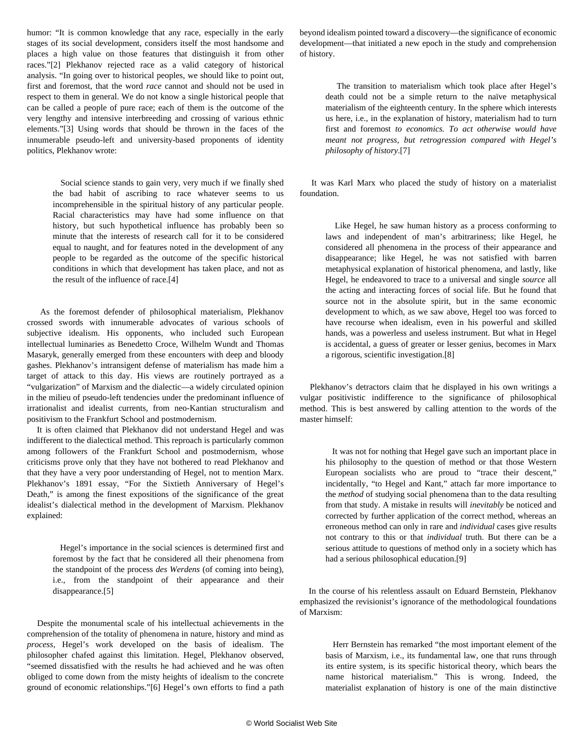humor: "It is common knowledge that any race, especially in the early stages of its social development, considers itself the most handsome and places a high value on those features that distinguish it from other races."[2] Plekhanov rejected race as a valid category of historical analysis. "In going over to historical peoples, we should like to point out, first and foremost, that the word *race* cannot and should not be used in respect to them in general. We do not know a single historical people that can be called a people of pure race; each of them is the outcome of the very lengthy and intensive interbreeding and crossing of various ethnic elements."[3] Using words that should be thrown in the faces of the innumerable pseudo-left and university-based proponents of identity politics, Plekhanov wrote:

> Social science stands to gain very, very much if we finally shed the bad habit of ascribing to race whatever seems to us incomprehensible in the spiritual history of any particular people. Racial characteristics may have had some influence on that history, but such hypothetical influence has probably been so minute that the interests of research call for it to be considered equal to naught, and for features noted in the development of any people to be regarded as the outcome of the specific historical conditions in which that development has taken place, and not as the result of the influence of race.[4]

As the foremost defender of philosophical materialism, Plekhanov crossed swords with innumerable advocates of various schools of subjective idealism. His opponents, who included such European intellectual luminaries as Benedetto Croce, Wilhelm Wundt and Thomas Masaryk, generally emerged from these encounters with deep and bloody gashes. Plekhanov's intransigent defense of materialism has made him a target of attack to this day. His views are routinely portrayed as a "vulgarization" of Marxism and the dialectic—a widely circulated opinion in the milieu of pseudo-left tendencies under the predominant influence of irrationalist and idealist currents, from neo-Kantian structuralism and positivism to the Frankfurt School and postmodernism.

It is often claimed that Plekhanov did not understand Hegel and was indifferent to the dialectical method. This reproach is particularly common among followers of the Frankfurt School and postmodernism, whose criticisms prove only that they have not bothered to read Plekhanov and that they have a very poor understanding of Hegel, not to mention Marx. Plekhanov's 1891 essay, "For the Sixtieth Anniversary of Hegel's Death," is among the finest expositions of the significance of the great idealist's dialectical method in the development of Marxism. Plekhanov explained:

> Hegel's importance in the social sciences is determined first and foremost by the fact that he considered all their phenomena from the standpoint of the process *des Werdens* (of coming into being), i.e., from the standpoint of their appearance and their disappearance.[5]

Despite the monumental scale of his intellectual achievements in the comprehension of the totality of phenomena in nature, history and mind as *process*, Hegel's work developed on the basis of idealism. The philosopher chafed against this limitation. Hegel, Plekhanov observed, "seemed dissatisfied with the results he had achieved and he was often obliged to come down from the misty heights of idealism to the concrete ground of economic relationships."[6] Hegel's own efforts to find a path beyond idealism pointed toward a discovery—the significance of economic development—that initiated a new epoch in the study and comprehension of history.

> The transition to materialism which took place after Hegel's death could not be a simple return to the naïve metaphysical materialism of the eighteenth century. In the sphere which interests us here, i.e., in the explanation of history, materialism had to turn first and foremost *to economics. To act otherwise would have meant not progress, but retrogression compared with Hegel's philosophy of history*.[7]

It was Karl Marx who placed the study of history on a materialist foundation.

> Like Hegel, he saw human history as a process conforming to laws and independent of man's arbitrariness; like Hegel, he considered all phenomena in the process of their appearance and disappearance; like Hegel, he was not satisfied with barren metaphysical explanation of historical phenomena, and lastly, like Hegel, he endeavored to trace to a universal and single *source* all the acting and interacting forces of social life. But he found that source not in the absolute spirit, but in the same economic development to which, as we saw above, Hegel too was forced to have recourse when idealism, even in his powerful and skilled hands, was a powerless and useless instrument. But what in Hegel is accidental, a guess of greater or lesser genius, becomes in Marx a rigorous, scientific investigation.[8]

Plekhanov's detractors claim that he displayed in his own writings a vulgar positivistic indifference to the significance of philosophical method. This is best answered by calling attention to the words of the master himself:

> It was not for nothing that Hegel gave such an important place in his philosophy to the question of method or that those Western European socialists who are proud to "trace their descent," incidentally, "to Hegel and Kant," attach far more importance to the *method* of studying social phenomena than to the data resulting from that study. A mistake in results will *inevitably* be noticed and corrected by further application of the correct method, whereas an erroneous method can only in rare and *individual* cases give results not contrary to this or that *individual* truth. But there can be a serious attitude to questions of method only in a society which has had a serious philosophical education.[9]

In the course of his relentless assault on Eduard Bernstein, Plekhanov emphasized the revisionist's ignorance of the methodological foundations of Marxism:

> Herr Bernstein has remarked "the most important element of the basis of Marxism, i.e., its fundamental law, one that runs through its entire system, is its specific historical theory, which bears the name historical materialism." This is wrong. Indeed, the materialist explanation of history is one of the main distinctive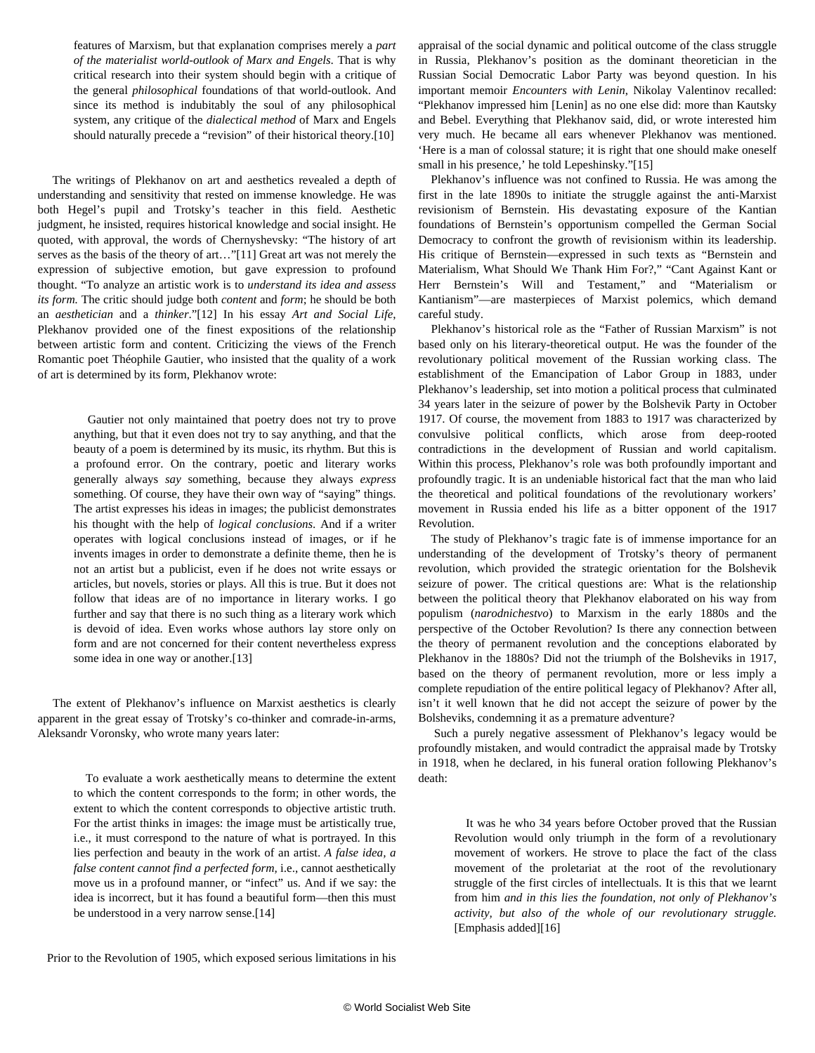features of Marxism, but that explanation comprises merely a *part of the materialist world-outlook of Marx and Engels*. That is why critical research into their system should begin with a critique of the general *philosophical* foundations of that world-outlook. And since its method is indubitably the soul of any philosophical system, any critique of the *dialectical method* of Marx and Engels should naturally precede a "revision" of their historical theory.[10]

The writings of Plekhanov on art and aesthetics revealed a depth of understanding and sensitivity that rested on immense knowledge. He was both Hegel's pupil and Trotsky's teacher in this field. Aesthetic judgment, he insisted, requires historical knowledge and social insight. He quoted, with approval, the words of Chernyshevsky: "The history of art serves as the basis of the theory of art…"[11] Great art was not merely the expression of subjective emotion, but gave expression to profound thought. "To analyze an artistic work is to *understand its idea and assess its form.* The critic should judge both *content* and *form*; he should be both an *aesthetician* and a *thinker*."[12] In his essay *Art and Social Life*, Plekhanov provided one of the finest expositions of the relationship between artistic form and content. Criticizing the views of the French Romantic poet Théophile Gautier, who insisted that the quality of a work of art is determined by its form, Plekhanov wrote:

> Gautier not only maintained that poetry does not try to prove anything, but that it even does not try to say anything, and that the beauty of a poem is determined by its music, its rhythm. But this is a profound error. On the contrary, poetic and literary works generally always *say* something, because they always *express* something. Of course, they have their own way of "saying" things. The artist expresses his ideas in images; the publicist demonstrates his thought with the help of *logical conclusions*. And if a writer operates with logical conclusions instead of images, or if he invents images in order to demonstrate a definite theme, then he is not an artist but a publicist, even if he does not write essays or articles, but novels, stories or plays. All this is true. But it does not follow that ideas are of no importance in literary works. I go further and say that there is no such thing as a literary work which is devoid of idea. Even works whose authors lay store only on form and are not concerned for their content nevertheless express some idea in one way or another.[13]

The extent of Plekhanov's influence on Marxist aesthetics is clearly apparent in the great essay of Trotsky's co-thinker and comrade-in-arms, Aleksandr Voronsky, who wrote many years later:

> To evaluate a work aesthetically means to determine the extent to which the content corresponds to the form; in other words, the extent to which the content corresponds to objective artistic truth. For the artist thinks in images: the image must be artistically true, i.e., it must correspond to the nature of what is portrayed. In this lies perfection and beauty in the work of an artist. *A false idea, a false content cannot find a perfected form,* i.e., cannot aesthetically move us in a profound manner, or "infect" us. And if we say: the idea is incorrect, but it has found a beautiful form—then this must be understood in a very narrow sense.[14]

Prior to the Revolution of 1905, which exposed serious limitations in his appraisal of the social dynamic and political outcome of the class struggle in Russia, Plekhanov's position as the dominant theoretician in the Russian Social Democratic Labor Party was beyond question. In his important memoir *Encounters with Lenin*, Nikolay Valentinov recalled: "Plekhanov impressed him [Lenin] as no one else did: more than Kautsky and Bebel. Everything that Plekhanov said, did, or wrote interested him very much. He became all ears whenever Plekhanov was mentioned. 'Here is a man of colossal stature; it is right that one should make oneself small in his presence,' he told Lepeshinsky."[15]

Plekhanov's influence was not confined to Russia. He was among the first in the late 1890s to initiate the struggle against the anti-Marxist revisionism of Bernstein. His devastating exposure of the Kantian foundations of Bernstein's opportunism compelled the German Social Democracy to confront the growth of revisionism within its leadership. His critique of Bernstein—expressed in such texts as "Bernstein and Materialism, What Should We Thank Him For?," "Cant Against Kant or Herr Bernstein's Will and Testament," and "Materialism or Kantianism"—are masterpieces of Marxist polemics, which demand careful study.

Plekhanov's historical role as the "Father of Russian Marxism" is not based only on his literary-theoretical output. He was the founder of the revolutionary political movement of the Russian working class. The establishment of the Emancipation of Labor Group in 1883, under Plekhanov's leadership, set into motion a political process that culminated 34 years later in the seizure of power by the Bolshevik Party in October 1917. Of course, the movement from 1883 to 1917 was characterized by convulsive political conflicts, which arose from deep-rooted contradictions in the development of Russian and world capitalism. Within this process, Plekhanov's role was both profoundly important and profoundly tragic. It is an undeniable historical fact that the man who laid the theoretical and political foundations of the revolutionary workers' movement in Russia ended his life as a bitter opponent of the 1917 Revolution.

The study of Plekhanov's tragic fate is of immense importance for an understanding of the development of Trotsky's theory of permanent revolution, which provided the strategic orientation for the Bolshevik seizure of power. The critical questions are: What is the relationship between the political theory that Plekhanov elaborated on his way from populism (*narodnichestvo*) to Marxism in the early 1880s and the perspective of the October Revolution? Is there any connection between the theory of permanent revolution and the conceptions elaborated by Plekhanov in the 1880s? Did not the triumph of the Bolsheviks in 1917, based on the theory of permanent revolution, more or less imply a complete repudiation of the entire political legacy of Plekhanov? After all, isn't it well known that he did not accept the seizure of power by the Bolsheviks, condemning it as a premature adventure?

Such a purely negative assessment of Plekhanov's legacy would be profoundly mistaken, and would contradict the appraisal made by Trotsky in 1918, when he declared, in his funeral oration following Plekhanov's death:

> It was he who 34 years before October proved that the Russian Revolution would only triumph in the form of a revolutionary movement of workers. He strove to place the fact of the class movement of the proletariat at the root of the revolutionary struggle of the first circles of intellectuals. It is this that we learnt from him *and in this lies the foundation, not only of Plekhanov's activity, but also of the whole of our revolutionary struggle.* [Emphasis added][16]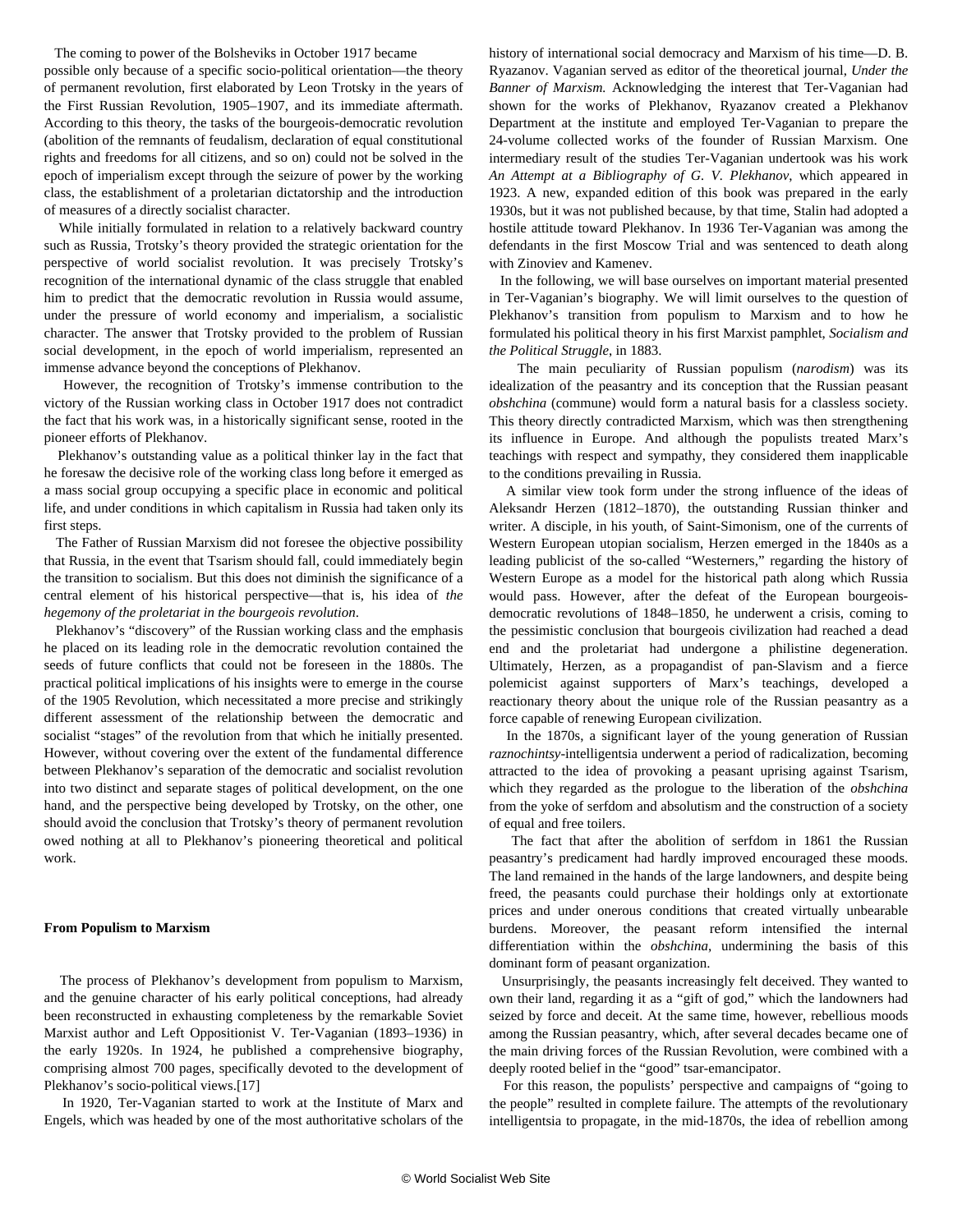The coming to power of the Bolsheviks in October 1917 became possible only because of a specific socio-political orientation—the theory of permanent revolution, first elaborated by Leon Trotsky in the years of the First Russian Revolution, 1905–1907, and its immediate aftermath. According to this theory, the tasks of the bourgeois-democratic revolution (abolition of the remnants of feudalism, declaration of equal constitutional rights and freedoms for all citizens, and so on) could not be solved in the epoch of imperialism except through the seizure of power by the working class, the establishment of a proletarian dictatorship and the introduction of measures of a directly socialist character.

While initially formulated in relation to a relatively backward country such as Russia, Trotsky's theory provided the strategic orientation for the perspective of world socialist revolution. It was precisely Trotsky's recognition of the international dynamic of the class struggle that enabled him to predict that the democratic revolution in Russia would assume, under the pressure of world economy and imperialism, a socialistic character. The answer that Trotsky provided to the problem of Russian social development, in the epoch of world imperialism, represented an immense advance beyond the conceptions of Plekhanov.

However, the recognition of Trotsky's immense contribution to the victory of the Russian working class in October 1917 does not contradict the fact that his work was, in a historically significant sense, rooted in the pioneer efforts of Plekhanov.

Plekhanov's outstanding value as a political thinker lay in the fact that he foresaw the decisive role of the working class long before it emerged as a mass social group occupying a specific place in economic and political life, and under conditions in which capitalism in Russia had taken only its first steps.

The Father of Russian Marxism did not foresee the objective possibility that Russia, in the event that Tsarism should fall, could immediately begin the transition to socialism. But this does not diminish the significance of a central element of his historical perspective—that is, his idea of *the hegemony of the proletariat in the bourgeois revolution*.

Plekhanov's "discovery" of the Russian working class and the emphasis he placed on its leading role in the democratic revolution contained the seeds of future conflicts that could not be foreseen in the 1880s. The practical political implications of his insights were to emerge in the course of the 1905 Revolution, which necessitated a more precise and strikingly different assessment of the relationship between the democratic and socialist "stages" of the revolution from that which he initially presented. However, without covering over the extent of the fundamental difference between Plekhanov's separation of the democratic and socialist revolution into two distinct and separate stages of political development, on the one hand, and the perspective being developed by Trotsky, on the other, one should avoid the conclusion that Trotsky's theory of permanent revolution owed nothing at all to Plekhanov's pioneering theoretical and political work.

**From Populism to Marxism**

The process of Plekhanov's development from populism to Marxism, and the genuine character of his early political conceptions, had already been reconstructed in exhausting completeness by the remarkable Soviet Marxist author and Left Oppositionist V. Ter-Vaganian (1893–1936) in the early 1920s. In 1924, he published a comprehensive biography, comprising almost 700 pages, specifically devoted to the development of Plekhanov's socio-political views.[17]

In 1920, Ter-Vaganian started to work at the Institute of Marx and Engels, which was headed by one of the most authoritative scholars of the history of international social democracy and Marxism of his time—D. B. Ryazanov. Vaganian served as editor of the theoretical journal, *Under the Banner of Marxism.* Acknowledging the interest that Ter-Vaganian had shown for the works of Plekhanov, Ryazanov created a Plekhanov Department at the institute and employed Ter-Vaganian to prepare the 24-volume collected works of the founder of Russian Marxism. One intermediary result of the studies Ter-Vaganian undertook was his work *An Attempt at a Bibliography of G. V. Plekhanov*, which appeared in 1923. A new, expanded edition of this book was prepared in the early 1930s, but it was not published because, by that time, Stalin had adopted a hostile attitude toward Plekhanov. In 1936 Ter-Vaganian was among the defendants in the first Moscow Trial and was sentenced to death along with Zinoviev and Kamenev.

In the following, we will base ourselves on important material presented in Ter-Vaganian's biography. We will limit ourselves to the question of Plekhanov's transition from populism to Marxism and to how he formulated his political theory in his first Marxist pamphlet, *Socialism and the Political Struggle*, in 1883.

The main peculiarity of Russian populism (*narodism*) was its idealization of the peasantry and its conception that the Russian peasant *obshchina* (commune) would form a natural basis for a classless society. This theory directly contradicted Marxism, which was then strengthening its influence in Europe. And although the populists treated Marx's teachings with respect and sympathy, they considered them inapplicable to the conditions prevailing in Russia.

A similar view took form under the strong influence of the ideas of Aleksandr Herzen (1812–1870), the outstanding Russian thinker and writer. A disciple, in his youth, of Saint-Simonism, one of the currents of Western European utopian socialism, Herzen emerged in the 1840s as a leading publicist of the so-called "Westerners," regarding the history of Western Europe as a model for the historical path along which Russia would pass. However, after the defeat of the European bourgeois-democratic revolutions of 1848–1850, he underwent a crisis, coming to the pessimistic conclusion that bourgeois civilization had reached a dead end and the proletariat had undergone a philistine degeneration. Ultimately, Herzen, as a propagandist of pan-Slavism and a fierce polemicist against supporters of Marx's teachings, developed a reactionary theory about the unique role of the Russian peasantry as a force capable of renewing European civilization.

In the 1870s, a significant layer of the young generation of Russian *raznochintsy*-intelligentsia underwent a period of radicalization, becoming attracted to the idea of provoking a peasant uprising against Tsarism, which they regarded as the prologue to the liberation of the *obshchina* from the yoke of serfdom and absolutism and the construction of a society of equal and free toilers.

The fact that after the abolition of serfdom in 1861 the Russian peasantry's predicament had hardly improved encouraged these moods. The land remained in the hands of the large landowners, and despite being freed, the peasants could purchase their holdings only at extortionate prices and under onerous conditions that created virtually unbearable burdens. Moreover, the peasant reform intensified the internal differentiation within the *obshchina*, undermining the basis of this dominant form of peasant organization.

Unsurprisingly, the peasants increasingly felt deceived. They wanted to own their land, regarding it as a "gift of god," which the landowners had seized by force and deceit. At the same time, however, rebellious moods among the Russian peasantry, which, after several decades became one of the main driving forces of the Russian Revolution, were combined with a deeply rooted belief in the "good" tsar-emancipator.

For this reason, the populists' perspective and campaigns of "going to the people" resulted in complete failure. The attempts of the revolutionary intelligentsia to propagate, in the mid-1870s, the idea of rebellion among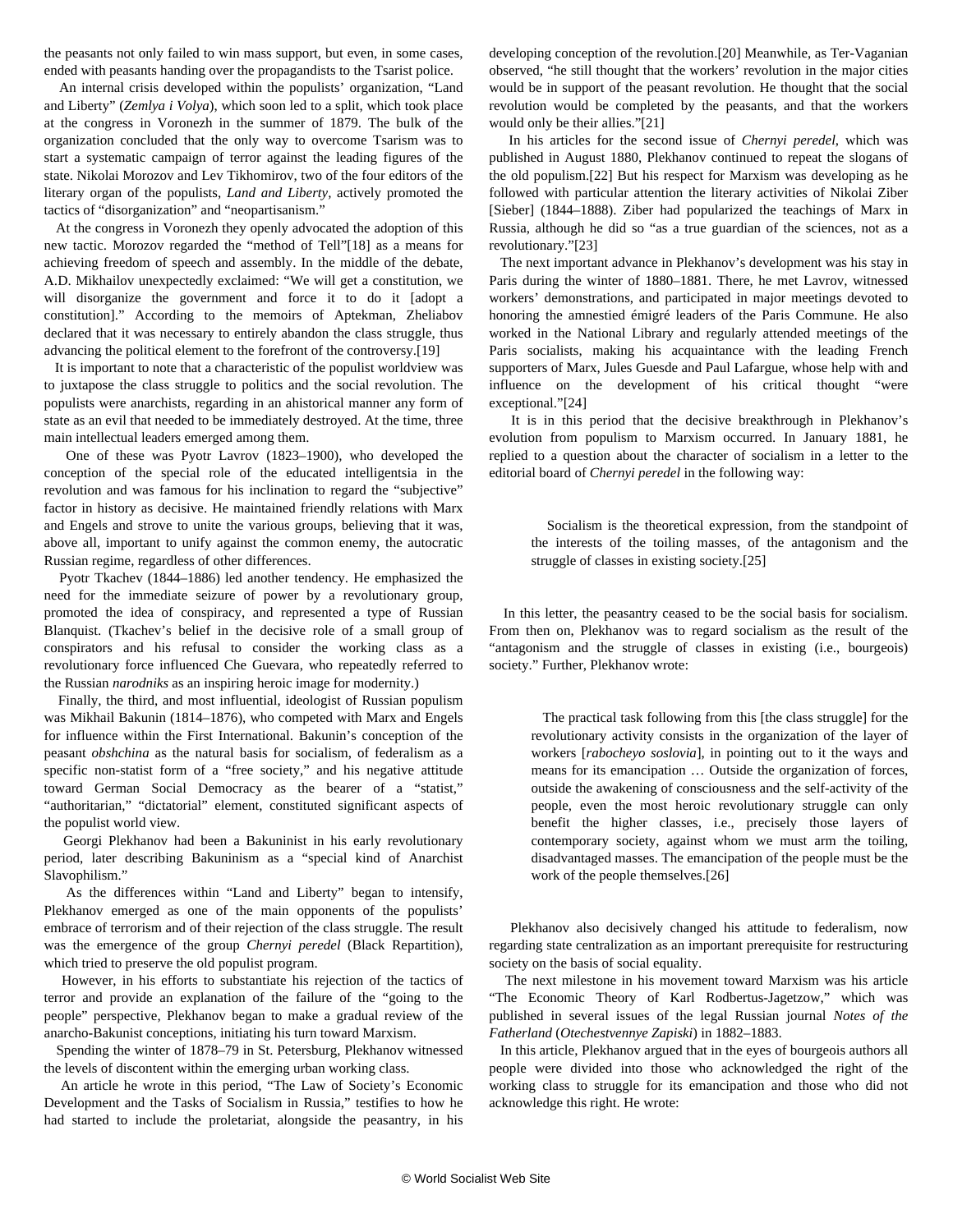the peasants not only failed to win mass support, but even, in some cases, ended with peasants handing over the propagandists to the Tsarist police.

An internal crisis developed within the populists' organization, "Land and Liberty" (*Zemlya i Volya*), which soon led to a split, which took place at the congress in Voronezh in the summer of 1879. The bulk of the organization concluded that the only way to overcome Tsarism was to start a systematic campaign of terror against the leading figures of the state. Nikolai Morozov and Lev Tikhomirov, two of the four editors of the literary organ of the populists, *Land and Liberty*, actively promoted the tactics of "disorganization" and "neopartisanism."

At the congress in Voronezh they openly advocated the adoption of this new tactic. Morozov regarded the "method of Tell"[18] as a means for achieving freedom of speech and assembly. In the middle of the debate, A.D. Mikhailov unexpectedly exclaimed: "We will get a constitution, we will disorganize the government and force it to do it [adopt a constitution]." According to the memoirs of Aptekman, Zheliabov declared that it was necessary to entirely abandon the class struggle, thus advancing the political element to the forefront of the controversy.[19]

It is important to note that a characteristic of the populist worldview was to juxtapose the class struggle to politics and the social revolution. The populists were anarchists, regarding in an ahistorical manner any form of state as an evil that needed to be immediately destroyed. At the time, three main intellectual leaders emerged among them.

One of these was Pyotr Lavrov (1823–1900), who developed the conception of the special role of the educated intelligentsia in the revolution and was famous for his inclination to regard the "subjective" factor in history as decisive. He maintained friendly relations with Marx and Engels and strove to unite the various groups, believing that it was, above all, important to unify against the common enemy, the autocratic Russian regime, regardless of other differences.

Pyotr Tkachev (1844–1886) led another tendency. He emphasized the need for the immediate seizure of power by a revolutionary group, promoted the idea of conspiracy, and represented a type of Russian Blanquist. (Tkachev's belief in the decisive role of a small group of conspirators and his refusal to consider the working class as a revolutionary force influenced Che Guevara, who repeatedly referred to the Russian *narodniks* as an inspiring heroic image for modernity.)

Finally, the third, and most influential, ideologist of Russian populism was Mikhail Bakunin (1814–1876), who competed with Marx and Engels for influence within the First International. Bakunin's conception of the peasant *obshchina* as the natural basis for socialism, of federalism as a specific non-statist form of a "free society," and his negative attitude toward German Social Democracy as the bearer of a "statist," "authoritarian," "dictatorial" element, constituted significant aspects of the populist world view.

Georgi Plekhanov had been a Bakuninist in his early revolutionary period, later describing Bakuninism as a "special kind of Anarchist Slavophilism."

As the differences within "Land and Liberty" began to intensify, Plekhanov emerged as one of the main opponents of the populists' embrace of terrorism and of their rejection of the class struggle. The result was the emergence of the group *Chernyi peredel* (Black Repartition), which tried to preserve the old populist program.

However, in his efforts to substantiate his rejection of the tactics of terror and provide an explanation of the failure of the "going to the people" perspective, Plekhanov began to make a gradual review of the anarcho-Bakunist conceptions, initiating his turn toward Marxism.

Spending the winter of 1878–79 in St. Petersburg, Plekhanov witnessed the levels of discontent within the emerging urban working class.

An article he wrote in this period, "The Law of Society's Economic Development and the Tasks of Socialism in Russia," testifies to how he had started to include the proletariat, alongside the peasantry, in his developing conception of the revolution.[20] Meanwhile, as Ter-Vaganian observed, "he still thought that the workers' revolution in the major cities would be in support of the peasant revolution. He thought that the social revolution would be completed by the peasants, and that the workers would only be their allies."[21]

In his articles for the second issue of *Chernyi peredel*, which was published in August 1880, Plekhanov continued to repeat the slogans of the old populism.[22] But his respect for Marxism was developing as he followed with particular attention the literary activities of Nikolai Ziber [Sieber] (1844–1888). Ziber had popularized the teachings of Marx in Russia, although he did so "as a true guardian of the sciences, not as a revolutionary."[23]

The next important advance in Plekhanov's development was his stay in Paris during the winter of 1880–1881. There, he met Lavrov, witnessed workers' demonstrations, and participated in major meetings devoted to honoring the amnestied émigré leaders of the Paris Commune. He also worked in the National Library and regularly attended meetings of the Paris socialists, making his acquaintance with the leading French supporters of Marx, Jules Guesde and Paul Lafargue, whose help with and influence on the development of his critical thought "were exceptional."[24]

It is in this period that the decisive breakthrough in Plekhanov's evolution from populism to Marxism occurred. In January 1881, he replied to a question about the character of socialism in a letter to the editorial board of *Chernyi peredel* in the following way:

> Socialism is the theoretical expression, from the standpoint of the interests of the toiling masses, of the antagonism and the struggle of classes in existing society.[25]

In this letter, the peasantry ceased to be the social basis for socialism. From then on, Plekhanov was to regard socialism as the result of the "antagonism and the struggle of classes in existing (i.e., bourgeois) society." Further, Plekhanov wrote:

> The practical task following from this [the class struggle] for the revolutionary activity consists in the organization of the layer of workers [*rabocheyo soslovia*], in pointing out to it the ways and means for its emancipation … Outside the organization of forces, outside the awakening of consciousness and the self-activity of the people, even the most heroic revolutionary struggle can only benefit the higher classes, i.e., precisely those layers of contemporary society, against whom we must arm the toiling, disadvantaged masses. The emancipation of the people must be the work of the people themselves.[26]

Plekhanov also decisively changed his attitude to federalism, now regarding state centralization as an important prerequisite for restructuring society on the basis of social equality.

The next milestone in his movement toward Marxism was his article "The Economic Theory of Karl Rodbertus-Jagetzow," which was published in several issues of the legal Russian journal *Notes of the Fatherland* (*Otechestvennye Zapiski*) in 1882–1883.

In this article, Plekhanov argued that in the eyes of bourgeois authors all people were divided into those who acknowledged the right of the working class to struggle for its emancipation and those who did not acknowledge this right. He wrote: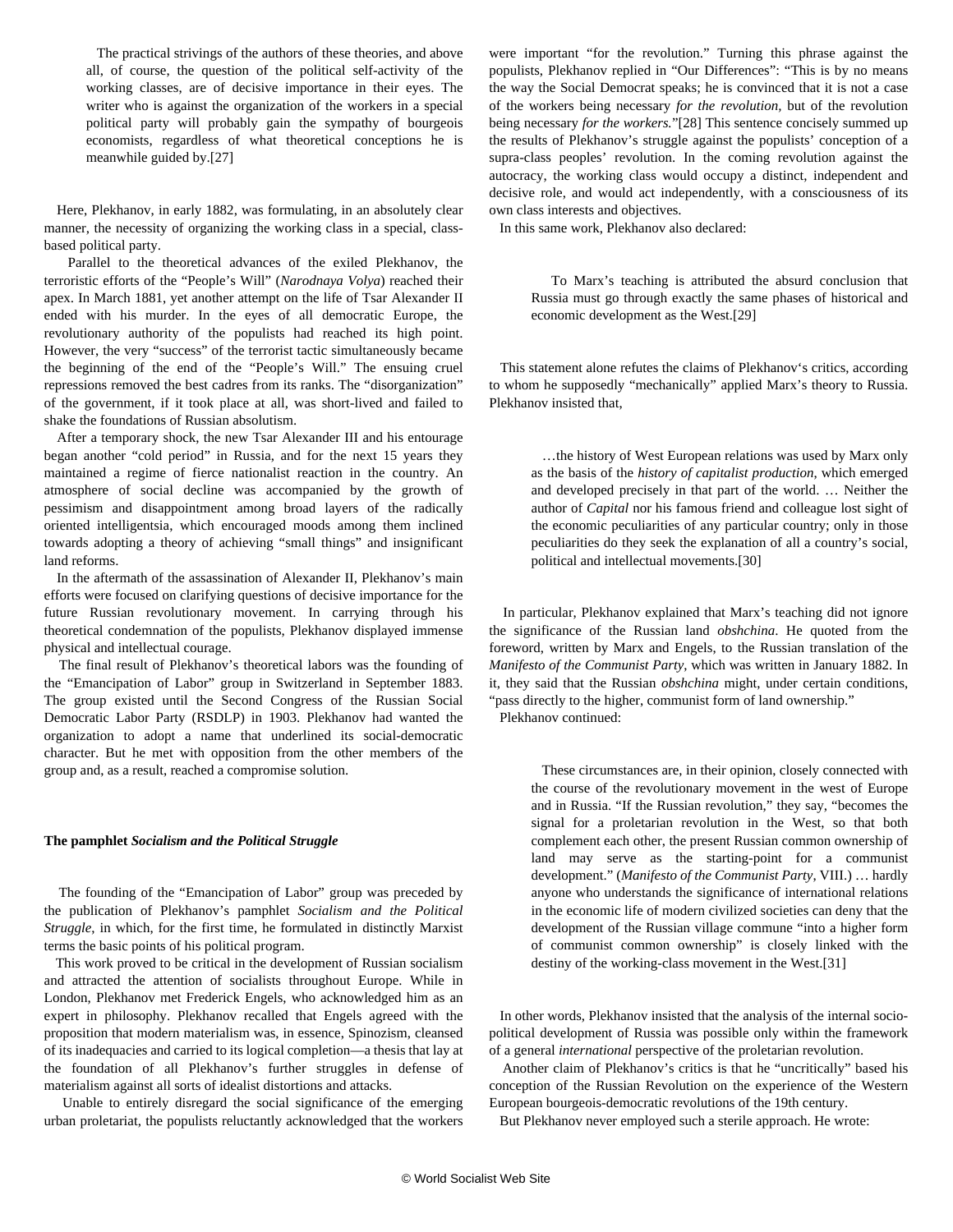> The practical strivings of the authors of these theories, and above all, of course, the question of the political self-activity of the working classes, are of decisive importance in their eyes. The writer who is against the organization of the workers in a special political party will probably gain the sympathy of bourgeois economists, regardless of what theoretical conceptions he is meanwhile guided by.[27]

Here, Plekhanov, in early 1882, was formulating, in an absolutely clear manner, the necessity of organizing the working class in a special, class-based political party.

Parallel to the theoretical advances of the exiled Plekhanov, the terroristic efforts of the "People's Will" (*Narodnaya Volya*) reached their apex. In March 1881, yet another attempt on the life of Tsar Alexander II ended with his murder. In the eyes of all democratic Europe, the revolutionary authority of the populists had reached its high point. However, the very "success" of the terrorist tactic simultaneously became the beginning of the end of the "People's Will." The ensuing cruel repressions removed the best cadres from its ranks. The "disorganization" of the government, if it took place at all, was short-lived and failed to shake the foundations of Russian absolutism.

After a temporary shock, the new Tsar Alexander III and his entourage began another "cold period" in Russia, and for the next 15 years they maintained a regime of fierce nationalist reaction in the country. An atmosphere of social decline was accompanied by the growth of pessimism and disappointment among broad layers of the radically oriented intelligentsia, which encouraged moods among them inclined towards adopting a theory of achieving "small things" and insignificant land reforms.

In the aftermath of the assassination of Alexander II, Plekhanov's main efforts were focused on clarifying questions of decisive importance for the future Russian revolutionary movement. In carrying through his theoretical condemnation of the populists, Plekhanov displayed immense physical and intellectual courage.

The final result of Plekhanov's theoretical labors was the founding of the "Emancipation of Labor" group in Switzerland in September 1883. The group existed until the Second Congress of the Russian Social Democratic Labor Party (RSDLP) in 1903. Plekhanov had wanted the organization to adopt a name that underlined its social-democratic character. But he met with opposition from the other members of the group and, as a result, reached a compromise solution.

**The pamphlet *Socialism and the Political Struggle***

The founding of the "Emancipation of Labor" group was preceded by the publication of Plekhanov's pamphlet *Socialism and the Political Struggle*, in which, for the first time, he formulated in distinctly Marxist terms the basic points of his political program.

This work proved to be critical in the development of Russian socialism and attracted the attention of socialists throughout Europe. While in London, Plekhanov met Frederick Engels, who acknowledged him as an expert in philosophy. Plekhanov recalled that Engels agreed with the proposition that modern materialism was, in essence, Spinozism, cleansed of its inadequacies and carried to its logical completion—a thesis that lay at the foundation of all Plekhanov's further struggles in defense of materialism against all sorts of idealist distortions and attacks.

Unable to entirely disregard the social significance of the emerging urban proletariat, the populists reluctantly acknowledged that the workers were important "for the revolution." Turning this phrase against the populists, Plekhanov replied in "Our Differences": "This is by no means the way the Social Democrat speaks; he is convinced that it is not a case of the workers being necessary *for the revolution*, but of the revolution being necessary *for the workers*."[28] This sentence concisely summed up the results of Plekhanov's struggle against the populists' conception of a supra-class peoples' revolution. In the coming revolution against the autocracy, the working class would occupy a distinct, independent and decisive role, and would act independently, with a consciousness of its own class interests and objectives.

In this same work, Plekhanov also declared:

> To Marx's teaching is attributed the absurd conclusion that Russia must go through exactly the same phases of historical and economic development as the West.[29]

This statement alone refutes the claims of Plekhanov's critics, according to whom he supposedly "mechanically" applied Marx's theory to Russia. Plekhanov insisted that,

> …the history of West European relations was used by Marx only as the basis of the *history of capitalist production*, which emerged and developed precisely in that part of the world. … Neither the author of *Capital* nor his famous friend and colleague lost sight of the economic peculiarities of any particular country; only in those peculiarities do they seek the explanation of all a country's social, political and intellectual movements.[30]

In particular, Plekhanov explained that Marx's teaching did not ignore the significance of the Russian land *obshchina*. He quoted from the foreword, written by Marx and Engels, to the Russian translation of the *Manifesto of the Communist Party*, which was written in January 1882. In it, they said that the Russian *obshchina* might, under certain conditions, "pass directly to the higher, communist form of land ownership."

Plekhanov continued:

> These circumstances are, in their opinion, closely connected with the course of the revolutionary movement in the west of Europe and in Russia. "If the Russian revolution," they say, "becomes the signal for a proletarian revolution in the West, so that both complement each other, the present Russian common ownership of land may serve as the starting-point for a communist development." (*Manifesto of the Communist Party*, VIII.) … hardly anyone who understands the significance of international relations in the economic life of modern civilized societies can deny that the development of the Russian village commune "into a higher form of communist common ownership" is closely linked with the destiny of the working-class movement in the West.[31]

In other words, Plekhanov insisted that the analysis of the internal socio-political development of Russia was possible only within the framework of a general *international* perspective of the proletarian revolution.

Another claim of Plekhanov's critics is that he "uncritically" based his conception of the Russian Revolution on the experience of the Western European bourgeois-democratic revolutions of the 19th century.

But Plekhanov never employed such a sterile approach. He wrote: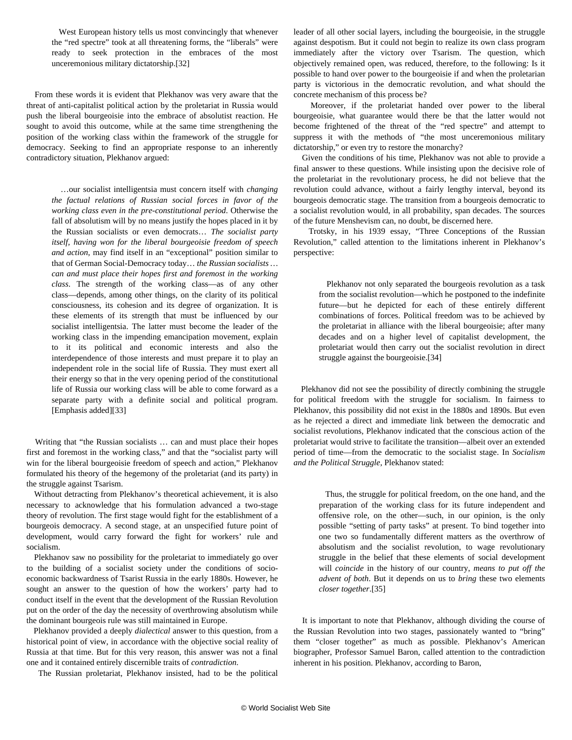> West European history tells us most convincingly that whenever the "red spectre" took at all threatening forms, the "liberals" were ready to seek protection in the embraces of the most unceremonious military dictatorship.[32]

From these words it is evident that Plekhanov was very aware that the threat of anti-capitalist political action by the proletariat in Russia would push the liberal bourgeoisie into the embrace of absolutist reaction. He sought to avoid this outcome, while at the same time strengthening the position of the working class within the framework of the struggle for democracy. Seeking to find an appropriate response to an inherently contradictory situation, Plekhanov argued:

> …our socialist intelligentsia must concern itself with *changing the factual relations of Russian social forces in favor of the working class even in the pre-constitutional period*. Otherwise the fall of absolutism will by no means justify the hopes placed in it by the Russian socialists or even democrats… *The socialist party itself, having won for the liberal bourgeoisie freedom of speech and action*, may find itself in an "exceptional" position similar to that of German Social-Democracy today… *the Russian socialists … can and must place their hopes first and foremost in the working class.* The strength of the working class—as of any other class—depends, among other things, on the clarity of its political consciousness, its cohesion and its degree of organization. It is these elements of its strength that must be influenced by our socialist intelligentsia. The latter must become the leader of the working class in the impending emancipation movement, explain to it its political and economic interests and also the interdependence of those interests and must prepare it to play an independent role in the social life of Russia. They must exert all their energy so that in the very opening period of the constitutional life of Russia our working class will be able to come forward as a separate party with a definite social and political program. [Emphasis added][33]

Writing that "the Russian socialists … can and must place their hopes first and foremost in the working class," and that the "socialist party will win for the liberal bourgeoisie freedom of speech and action," Plekhanov formulated his theory of the hegemony of the proletariat (and its party) in the struggle against Tsarism.

Without detracting from Plekhanov's theoretical achievement, it is also necessary to acknowledge that his formulation advanced a two-stage theory of revolution. The first stage would fight for the establishment of a bourgeois democracy. A second stage, at an unspecified future point of development, would carry forward the fight for workers' rule and socialism.

Plekhanov saw no possibility for the proletariat to immediately go over to the building of a socialist society under the conditions of socio-economic backwardness of Tsarist Russia in the early 1880s. However, he sought an answer to the question of how the workers' party had to conduct itself in the event that the development of the Russian Revolution put on the order of the day the necessity of overthrowing absolutism while the dominant bourgeois rule was still maintained in Europe.

Plekhanov provided a deeply *dialectical* answer to this question, from a historical point of view, in accordance with the objective social reality of Russia at that time. But for this very reason, this answer was not a final one and it contained entirely discernible traits of *contradiction*.

The Russian proletariat, Plekhanov insisted, had to be the political leader of all other social layers, including the bourgeoisie, in the struggle against despotism. But it could not begin to realize its own class program immediately after the victory over Tsarism. The question, which objectively remained open, was reduced, therefore, to the following: Is it possible to hand over power to the bourgeoisie if and when the proletarian party is victorious in the democratic revolution, and what should the concrete mechanism of this process be?

Moreover, if the proletariat handed over power to the liberal bourgeoisie, what guarantee would there be that the latter would not become frightened of the threat of the "red spectre" and attempt to suppress it with the methods of "the most unceremonious military dictatorship," or even try to restore the monarchy?

Given the conditions of his time, Plekhanov was not able to provide a final answer to these questions. While insisting upon the decisive role of the proletariat in the revolutionary process, he did not believe that the revolution could advance, without a fairly lengthy interval, beyond its bourgeois democratic stage. The transition from a bourgeois democratic to a socialist revolution would, in all probability, span decades. The sources of the future Menshevism can, no doubt, be discerned here.

Trotsky, in his 1939 essay, "Three Conceptions of the Russian Revolution," called attention to the limitations inherent in Plekhanov's perspective:

> Plekhanov not only separated the bourgeois revolution as a task from the socialist revolution—which he postponed to the indefinite future—but he depicted for each of these entirely different combinations of forces. Political freedom was to be achieved by the proletariat in alliance with the liberal bourgeoisie; after many decades and on a higher level of capitalist development, the proletariat would then carry out the socialist revolution in direct struggle against the bourgeoisie.[34]

Plekhanov did not see the possibility of directly combining the struggle for political freedom with the struggle for socialism. In fairness to Plekhanov, this possibility did not exist in the 1880s and 1890s. But even as he rejected a direct and immediate link between the democratic and socialist revolutions, Plekhanov indicated that the conscious action of the proletariat would strive to facilitate the transition—albeit over an extended period of time—from the democratic to the socialist stage. In *Socialism and the Political Struggle*, Plekhanov stated:

> Thus, the struggle for political freedom, on the one hand, and the preparation of the working class for its future independent and offensive role, on the other—such, in our opinion, is the only possible "setting of party tasks" at present. To bind together into one two so fundamentally different matters as the overthrow of absolutism and the socialist revolution, to wage revolutionary struggle in the belief that these elements of social development will *coincide* in the history of our country, *means to put off the advent of both*. But it depends on us to *bring* these two elements *closer together*.[35]

It is important to note that Plekhanov, although dividing the course of the Russian Revolution into two stages, passionately wanted to "bring" them "closer together" as much as possible. Plekhanov's American biographer, Professor Samuel Baron, called attention to the contradiction inherent in his position. Plekhanov, according to Baron,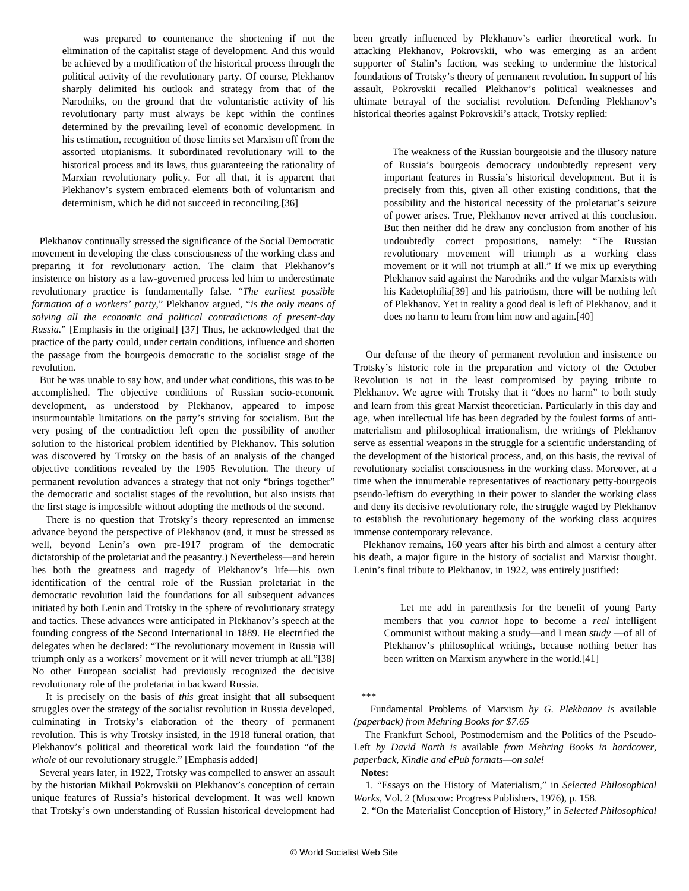> was prepared to countenance the shortening if not the elimination of the capitalist stage of development. And this would be achieved by a modification of the historical process through the political activity of the revolutionary party. Of course, Plekhanov sharply delimited his outlook and strategy from that of the Narodniks, on the ground that the voluntaristic activity of his revolutionary party must always be kept within the confines determined by the prevailing level of economic development. In his estimation, recognition of those limits set Marxism off from the assorted utopianisms. It subordinated revolutionary will to the historical process and its laws, thus guaranteeing the rationality of Marxian revolutionary policy. For all that, it is apparent that Plekhanov's system embraced elements both of voluntarism and determinism, which he did not succeed in reconciling.[36]

Plekhanov continually stressed the significance of the Social Democratic movement in developing the class consciousness of the working class and preparing it for revolutionary action. The claim that Plekhanov's insistence on history as a law-governed process led him to underestimate revolutionary practice is fundamentally false. "*The earliest possible formation of a workers' party*," Plekhanov argued, "*is the only means of solving all the economic and political contradictions of present-day Russia*." [Emphasis in the original] [37] Thus, he acknowledged that the practice of the party could, under certain conditions, influence and shorten the passage from the bourgeois democratic to the socialist stage of the revolution.

But he was unable to say how, and under what conditions, this was to be accomplished. The objective conditions of Russian socio-economic development, as understood by Plekhanov, appeared to impose insurmountable limitations on the party's striving for socialism. But the very posing of the contradiction left open the possibility of another solution to the historical problem identified by Plekhanov. This solution was discovered by Trotsky on the basis of an analysis of the changed objective conditions revealed by the 1905 Revolution. The theory of permanent revolution advances a strategy that not only "brings together" the democratic and socialist stages of the revolution, but also insists that the first stage is impossible without adopting the methods of the second.

There is no question that Trotsky's theory represented an immense advance beyond the perspective of Plekhanov (and, it must be stressed as well, beyond Lenin's own pre-1917 program of the democratic dictatorship of the proletariat and the peasantry.) Nevertheless—and herein lies both the greatness and tragedy of Plekhanov's life—his own identification of the central role of the Russian proletariat in the democratic revolution laid the foundations for all subsequent advances initiated by both Lenin and Trotsky in the sphere of revolutionary strategy and tactics. These advances were anticipated in Plekhanov's speech at the founding congress of the Second International in 1889. He electrified the delegates when he declared: "The revolutionary movement in Russia will triumph only as a workers' movement or it will never triumph at all."[38] No other European socialist had previously recognized the decisive revolutionary role of the proletariat in backward Russia.

It is precisely on the basis of *this* great insight that all subsequent struggles over the strategy of the socialist revolution in Russia developed, culminating in Trotsky's elaboration of the theory of permanent revolution. This is why Trotsky insisted, in the 1918 funeral oration, that Plekhanov's political and theoretical work laid the foundation "of the *whole* of our revolutionary struggle." [Emphasis added]

Several years later, in 1922, Trotsky was compelled to answer an assault by the historian Mikhail Pokrovskii on Plekhanov's conception of certain unique features of Russia's historical development. It was well known that Trotsky's own understanding of Russian historical development had been greatly influenced by Plekhanov's earlier theoretical work. In attacking Plekhanov, Pokrovskii, who was emerging as an ardent supporter of Stalin's faction, was seeking to undermine the historical foundations of Trotsky's theory of permanent revolution. In support of his assault, Pokrovskii recalled Plekhanov's political weaknesses and ultimate betrayal of the socialist revolution. Defending Plekhanov's historical theories against Pokrovskii's attack, Trotsky replied:

> The weakness of the Russian bourgeoisie and the illusory nature of Russia's bourgeois democracy undoubtedly represent very important features in Russia's historical development. But it is precisely from this, given all other existing conditions, that the possibility and the historical necessity of the proletariat's seizure of power arises. True, Plekhanov never arrived at this conclusion. But then neither did he draw any conclusion from another of his undoubtedly correct propositions, namely: "The Russian revolutionary movement will triumph as a working class movement or it will not triumph at all." If we mix up everything Plekhanov said against the Narodniks and the vulgar Marxists with his Kadetophilia[39] and his patriotism, there will be nothing left of Plekhanov. Yet in reality a good deal is left of Plekhanov, and it does no harm to learn from him now and again.[40]

Our defense of the theory of permanent revolution and insistence on Trotsky's historic role in the preparation and victory of the October Revolution is not in the least compromised by paying tribute to Plekhanov. We agree with Trotsky that it "does no harm" to both study and learn from this great Marxist theoretician. Particularly in this day and age, when intellectual life has been degraded by the foulest forms of anti-materialism and philosophical irrationalism, the writings of Plekhanov serve as essential weapons in the struggle for a scientific understanding of the development of the historical process, and, on this basis, the revival of revolutionary socialist consciousness in the working class. Moreover, at a time when the innumerable representatives of reactionary petty-bourgeois pseudo-leftism do everything in their power to slander the working class and deny its decisive revolutionary role, the struggle waged by Plekhanov to establish the revolutionary hegemony of the working class acquires immense contemporary relevance.

Plekhanov remains, 160 years after his birth and almost a century after his death, a major figure in the history of socialist and Marxist thought. Lenin's final tribute to Plekhanov, in 1922, was entirely justified:

> Let me add in parenthesis for the benefit of young Party members that you *cannot* hope to become a *real* intelligent Communist without making a study—and I mean *study* —of all of Plekhanov's philosophical writings, because nothing better has been written on Marxism anywhere in the world.[41]

***

Fundamental Problems of Marxism *by G. Plekhanov is* available *(paperback) from Mehring Books for $7.65*

The Frankfurt School, Postmodernism and the Politics of the Pseudo-Left *by David North is* available *from Mehring Books in hardcover, paperback, Kindle and ePub formats—on sale!*

**Notes:**

1. "Essays on the History of Materialism," in *Selected Philosophical Works*, Vol. 2 (Moscow: Progress Publishers, 1976), p. 158.

2. "On the Materialist Conception of History," in *Selected Philosophical*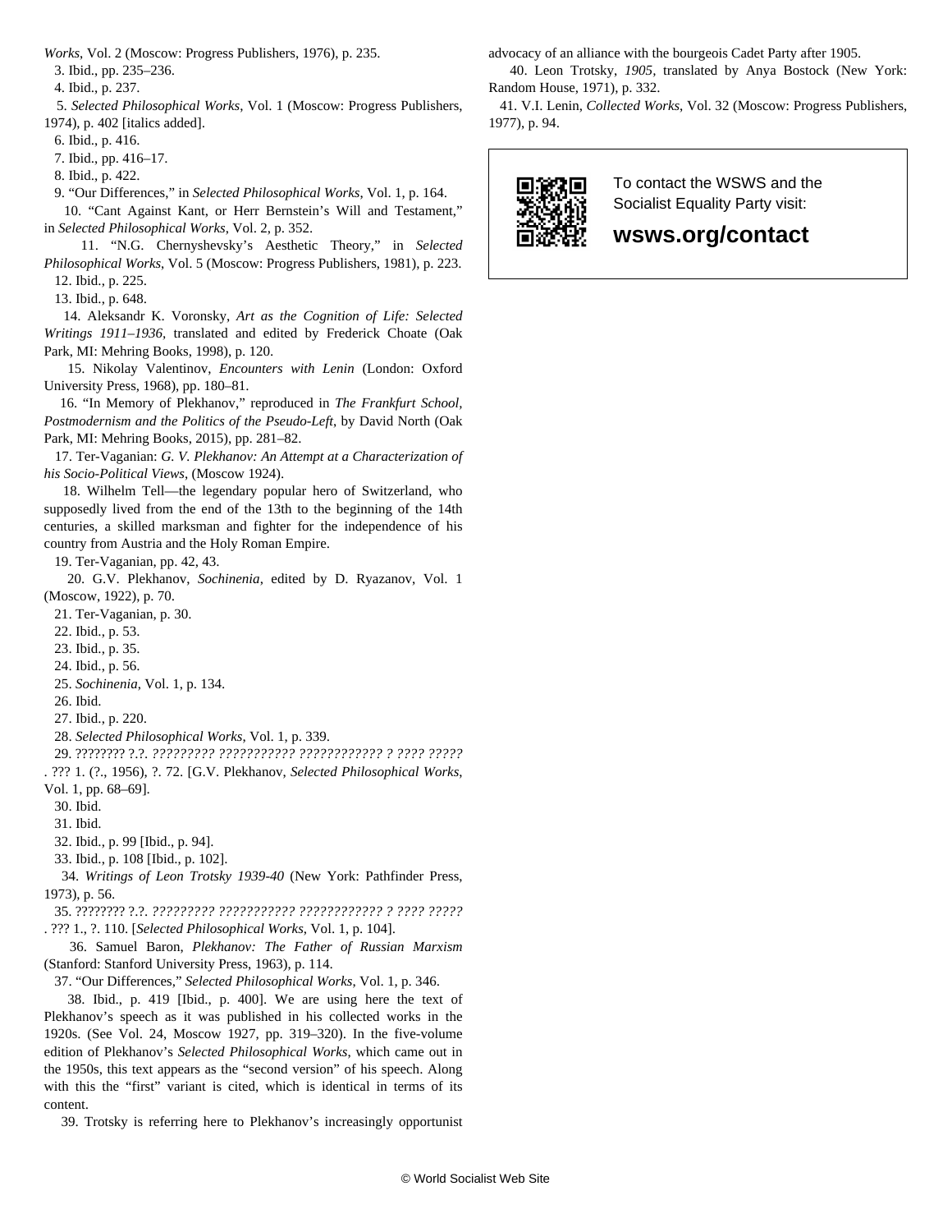*Works*, Vol. 2 (Moscow: Progress Publishers, 1976), p. 235.

3. Ibid., pp. 235–236.

4. Ibid., p. 237.

5. *Selected Philosophical Works*, Vol. 1 (Moscow: Progress Publishers, 1974), p. 402 [italics added].

6. Ibid., p. 416.

7. Ibid., pp. 416–17.

8. Ibid., p. 422.

9. "Our Differences," in *Selected Philosophical Works*, Vol. 1, p. 164.

10. "Cant Against Kant, or Herr Bernstein's Will and Testament," in *Selected Philosophical Works*, Vol. 2, p. 352.

11. "N.G. Chernyshevsky's Aesthetic Theory," in *Selected Philosophical Works*, Vol. 5 (Moscow: Progress Publishers, 1981), p. 223.

12. Ibid., p. 225.

13. Ibid., p. 648.

14. Aleksandr K. Voronsky, *Art as the Cognition of Life: Selected Writings 1911–1936*, translated and edited by Frederick Choate (Oak Park, MI: Mehring Books, 1998), p. 120.

15. Nikolay Valentinov, *Encounters with Lenin* (London: Oxford University Press, 1968), pp. 180–81.

16. "In Memory of Plekhanov," reproduced in *The Frankfurt School, Postmodernism and the Politics of the Pseudo-Left*, by David North (Oak Park, MI: Mehring Books, 2015), pp. 281–82.

17. Ter-Vaganian: *G. V. Plekhanov: An Attempt at a Characterization of his Socio-Political Views*, (Moscow 1924).

18. Wilhelm Tell—the legendary popular hero of Switzerland, who supposedly lived from the end of the 13th to the beginning of the 14th centuries, a skilled marksman and fighter for the independence of his country from Austria and the Holy Roman Empire.

19. Ter-Vaganian, pp. 42, 43.

20. G.V. Plekhanov, *Sochinenia*, edited by D. Ryazanov, Vol. 1 (Moscow, 1922), p. 70.

21. Ter-Vaganian, p. 30.

22. Ibid., p. 53.

23. Ibid., p. 35.

24. Ibid., p. 56.

25. *Sochinenia*, Vol. 1, p. 134.

26. Ibid.

27. Ibid., p. 220.

28. *Selected Philosophical Works*, Vol. 1, p. 339.

29. ???????? ?.?. *????????? ??????????? ???????????? ? ???? ?????* . ??? 1. (?., 1956), ?. 72. [G.V. Plekhanov, *Selected Philosophical Works*, Vol. 1, pp. 68–69].

30. Ibid.

31. Ibid.

32. Ibid., p. 99 [Ibid., p. 94].

33. Ibid., p. 108 [Ibid., p. 102].

34. *Writings of Leon Trotsky 1939-40* (New York: Pathfinder Press, 1973), p. 56.

35. ???????? ?.?. *????????? ??????????? ???????????? ? ???? ?????* . ??? 1., ?. 110. [*Selected Philosophical Works*, Vol. 1, p. 104].

36. Samuel Baron, *Plekhanov: The Father of Russian Marxism* (Stanford: Stanford University Press, 1963), p. 114.

37. "Our Differences," *Selected Philosophical Works*, Vol. 1, p. 346.

38. Ibid., p. 419 [Ibid., p. 400]. We are using here the text of Plekhanov's speech as it was published in his collected works in the 1920s. (See Vol. 24, Moscow 1927, pp. 319–320). In the five-volume edition of Plekhanov's *Selected Philosophical Works*, which came out in the 1950s, this text appears as the "second version" of his speech. Along with this the "first" variant is cited, which is identical in terms of its content.

39. Trotsky is referring here to Plekhanov's increasingly opportunist advocacy of an alliance with the bourgeois Cadet Party after 1905.

40. Leon Trotsky, *1905*, translated by Anya Bostock (New York: Random House, 1971), p. 332.

41. V.I. Lenin, *Collected Works*, Vol. 32 (Moscow: Progress Publishers, 1977), p. 94.

To contact the WSWS and the Socialist Equality Party visit:

**wsws.org/contact**